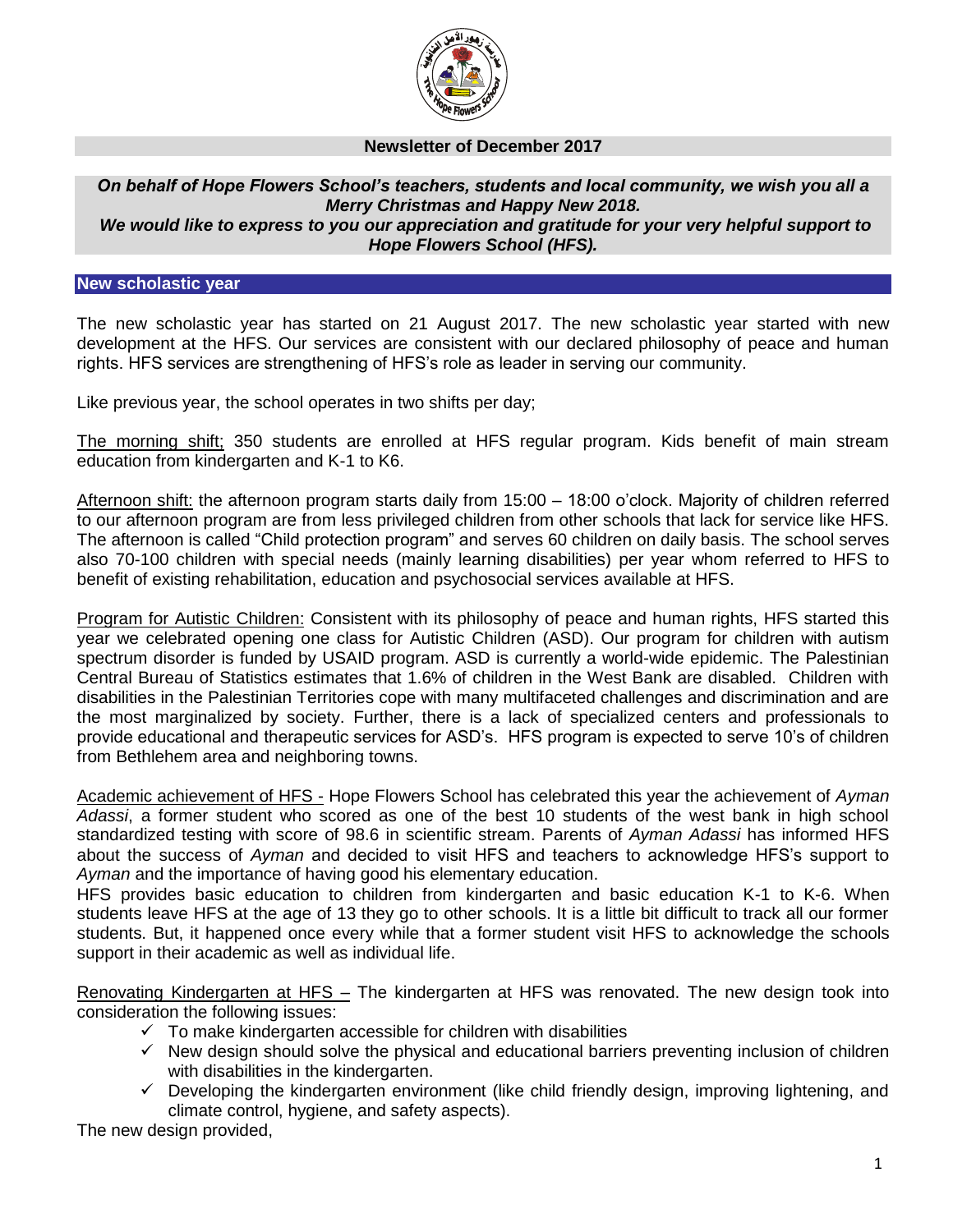## Newsletter of December 2017

***On behalf of Hope Flowers School's teachers, students and local community, we wish you all a Merry Christmas and Happy New 2018.***
***We would like to express to you our appreciation and gratitude for your very helpful support to Hope Flowers School (HFS).***

## New scholastic year

The new scholastic year has started on 21 August 2017. The new scholastic year started with new development at the HFS. Our services are consistent with our declared philosophy of peace and human rights. HFS services are strengthening of HFS's role as leader in serving our community.

Like previous year, the school operates in two shifts per day;

<u>The morning shift;</u> 350 students are enrolled at HFS regular program. Kids benefit of main stream education from kindergarten and K-1 to K6.

<u>Afternoon shift:</u> the afternoon program starts daily from 15:00 – 18:00 o'clock. Majority of children referred to our afternoon program are from less privileged children from other schools that lack for service like HFS. The afternoon is called "Child protection program" and serves 60 children on daily basis. The school serves also 70-100 children with special needs (mainly learning disabilities) per year whom referred to HFS to benefit of existing rehabilitation, education and psychosocial services available at HFS.

<u>Program for Autistic Children:</u> Consistent with its philosophy of peace and human rights, HFS started this year we celebrated opening one class for Autistic Children (ASD). Our program for children with autism spectrum disorder is funded by USAID program. ASD is currently a world-wide epidemic. The Palestinian Central Bureau of Statistics estimates that 1.6% of children in the West Bank are disabled. Children with disabilities in the Palestinian Territories cope with many multifaceted challenges and discrimination and are the most marginalized by society. Further, there is a lack of specialized centers and professionals to provide educational and therapeutic services for ASD's. HFS program is expected to serve 10's of children from Bethlehem area and neighboring towns.

<u>Academic achievement of HFS -</u> Hope Flowers School has celebrated this year the achievement of *Ayman Adassi*, a former student who scored as one of the best 10 students of the west bank in high school standardized testing with score of 98.6 in scientific stream. Parents of *Ayman Adassi* has informed HFS about the success of *Ayman* and decided to visit HFS and teachers to acknowledge HFS's support to *Ayman* and the importance of having good his elementary education.
HFS provides basic education to children from kindergarten and basic education K-1 to K-6. When students leave HFS at the age of 13 they go to other schools. It is a little bit difficult to track all our former students. But, it happened once every while that a former student visit HFS to acknowledge the schools support in their academic as well as individual life.

<u>Renovating Kindergarten at HFS –</u> The kindergarten at HFS was renovated. The new design took into consideration the following issues:

- ✓ To make kindergarten accessible for children with disabilities
- ✓ New design should solve the physical and educational barriers preventing inclusion of children with disabilities in the kindergarten.
- ✓ Developing the kindergarten environment (like child friendly design, improving lightening, and climate control, hygiene, and safety aspects).

The new design provided,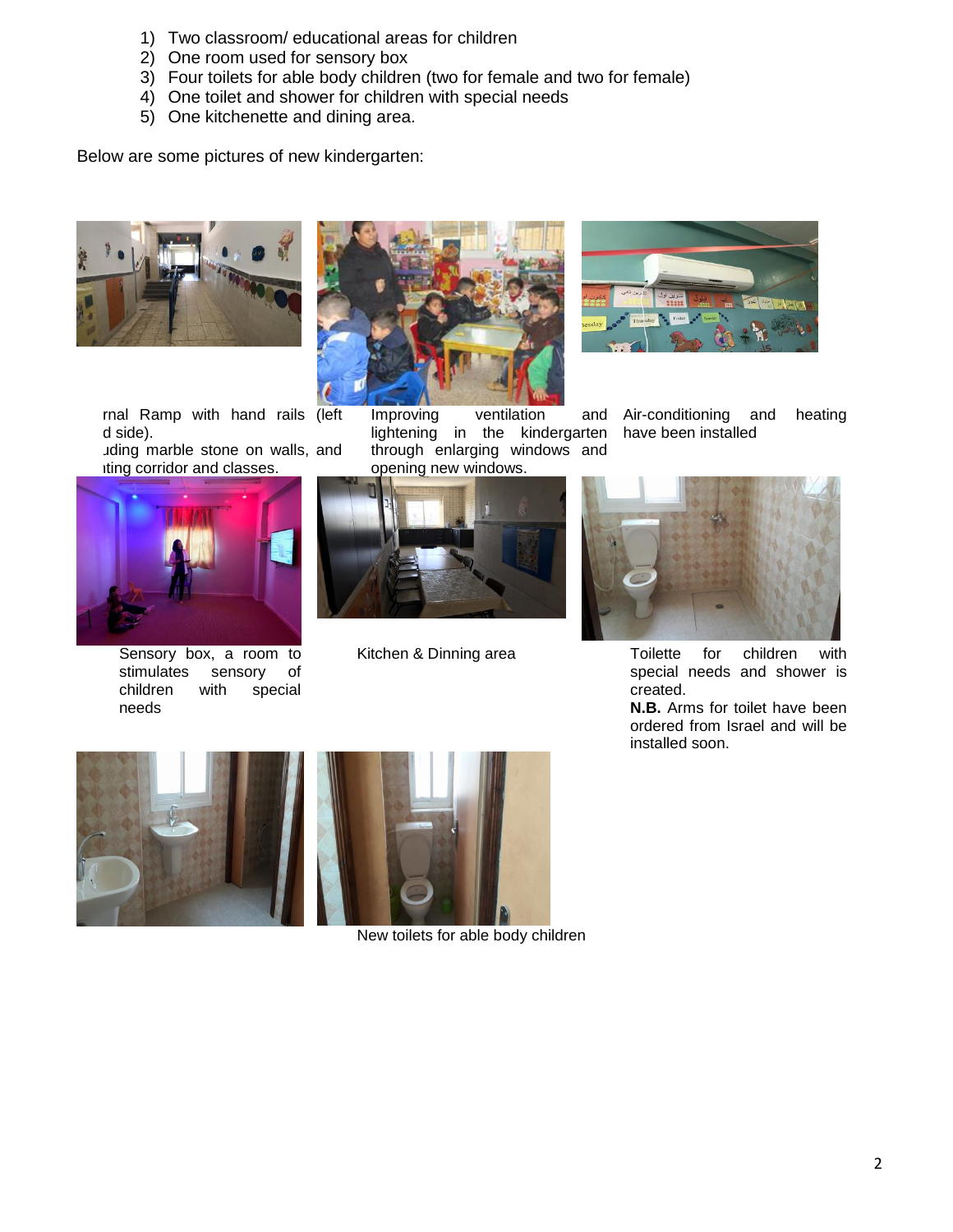1) Two classroom/ educational areas for children
2) One room used for sensory box
3) Four toilets for able body children (two for female and two for female)
4) One toilet and shower for children with special needs
5) One kitchenette and dining area.

Below are some pictures of new kindergarten:

rnal Ramp with hand rails (left d side). ıding marble stone on walls, and ıting corridor and classes.

Improving ventilation and lightening in the kindergarten through enlarging windows and opening new windows.

Air-conditioning and heating have been installed

Sensory box, a room to stimulates sensory of children with special needs

Kitchen & Dinning area

Toilette for children with special needs and shower is created.
**N.B.** Arms for toilet have been ordered from Israel and will be installed soon.

New toilets for able body children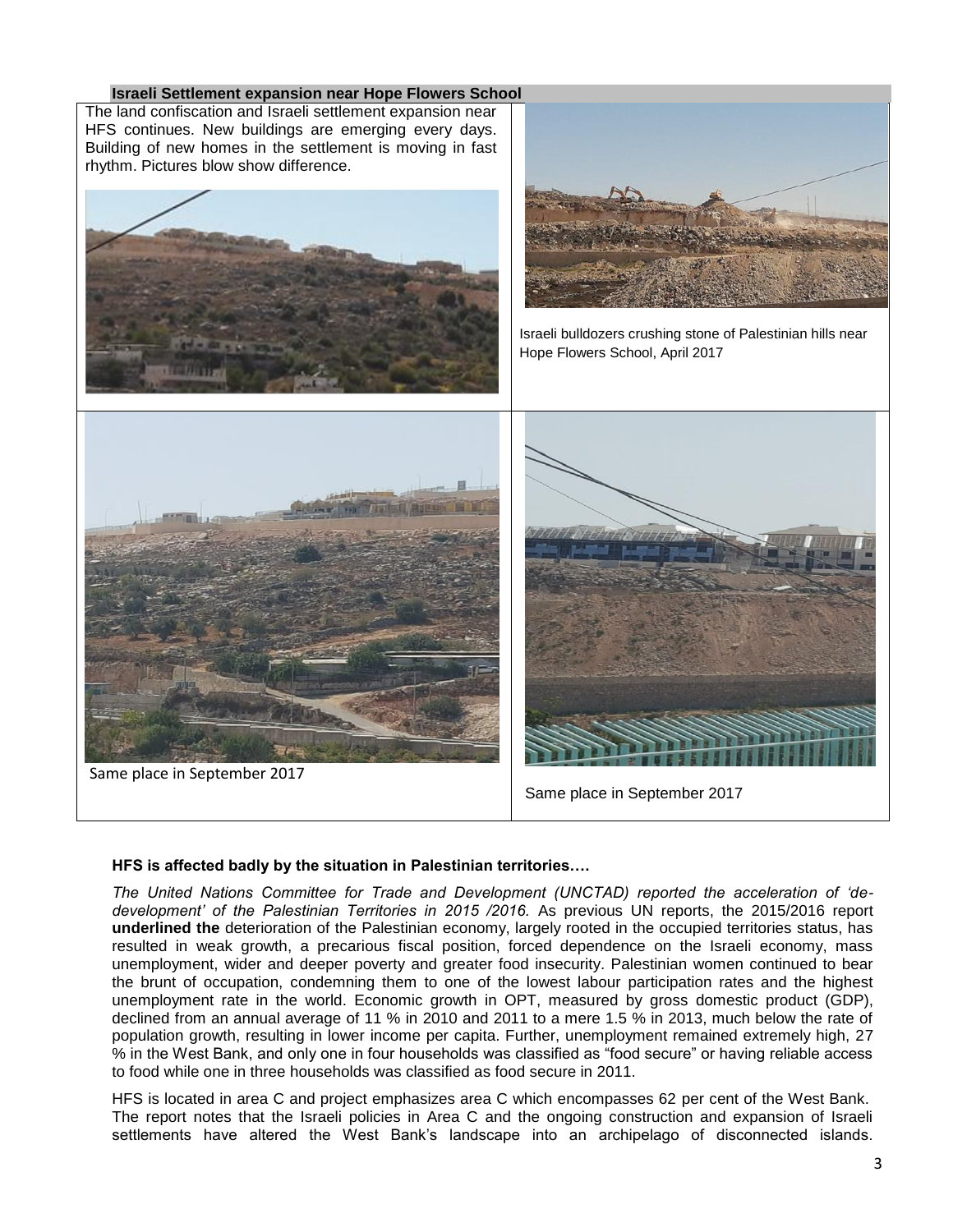### Israeli Settlement expansion near Hope Flowers School

The land confiscation and Israeli settlement expansion near HFS continues. New buildings are emerging every days. Building of new homes in the settlement is moving in fast rhythm. Pictures blow show difference.

Israeli bulldozers crushing stone of Palestinian hills near Hope Flowers School, April 2017

Same place in September 2017

Same place in September 2017

### HFS is affected badly by the situation in Palestinian territories….

*The United Nations Committee for Trade and Development (UNCTAD) reported the acceleration of 'de-development' of the Palestinian Territories in 2015 /2016.* As previous UN reports, the 2015/2016 report **underlined the** deterioration of the Palestinian economy, largely rooted in the occupied territories status, has resulted in weak growth, a precarious fiscal position, forced dependence on the Israeli economy, mass unemployment, wider and deeper poverty and greater food insecurity. Palestinian women continued to bear the brunt of occupation, condemning them to one of the lowest labour participation rates and the highest unemployment rate in the world. Economic growth in OPT, measured by gross domestic product (GDP), declined from an annual average of 11 % in 2010 and 2011 to a mere 1.5 % in 2013, much below the rate of population growth, resulting in lower income per capita. Further, unemployment remained extremely high, 27 % in the West Bank, and only one in four households was classified as "food secure" or having reliable access to food while one in three households was classified as food secure in 2011.

HFS is located in area C and project emphasizes area C which encompasses 62 per cent of the West Bank. The report notes that the Israeli policies in Area C and the ongoing construction and expansion of Israeli settlements have altered the West Bank's landscape into an archipelago of disconnected islands.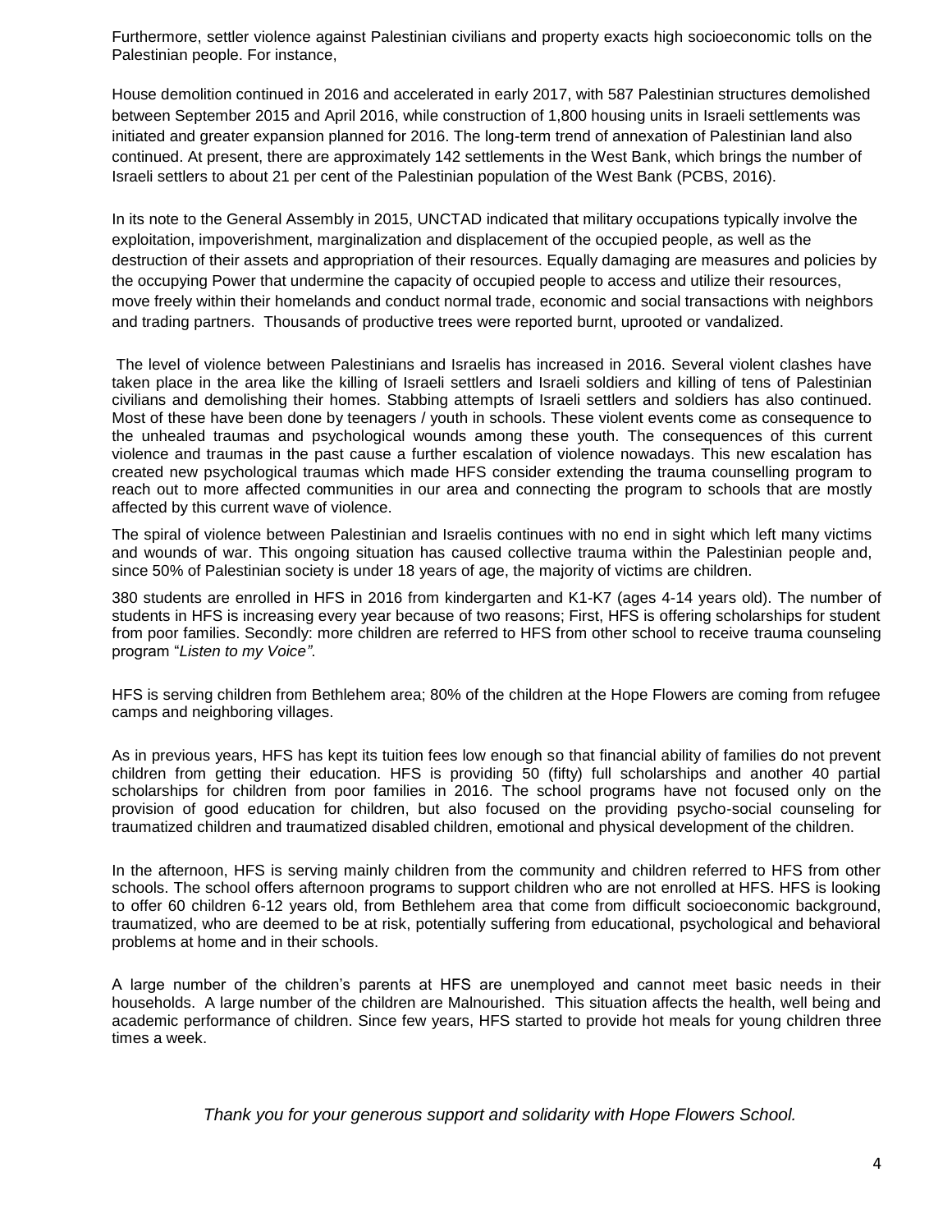Furthermore, settler violence against Palestinian civilians and property exacts high socioeconomic tolls on the Palestinian people. For instance,

House demolition continued in 2016 and accelerated in early 2017, with 587 Palestinian structures demolished between September 2015 and April 2016, while construction of 1,800 housing units in Israeli settlements was initiated and greater expansion planned for 2016. The long-term trend of annexation of Palestinian land also continued. At present, there are approximately 142 settlements in the West Bank, which brings the number of Israeli settlers to about 21 per cent of the Palestinian population of the West Bank (PCBS, 2016).

In its note to the General Assembly in 2015, UNCTAD indicated that military occupations typically involve the exploitation, impoverishment, marginalization and displacement of the occupied people, as well as the destruction of their assets and appropriation of their resources. Equally damaging are measures and policies by the occupying Power that undermine the capacity of occupied people to access and utilize their resources, move freely within their homelands and conduct normal trade, economic and social transactions with neighbors and trading partners. Thousands of productive trees were reported burnt, uprooted or vandalized.

The level of violence between Palestinians and Israelis has increased in 2016. Several violent clashes have taken place in the area like the killing of Israeli settlers and Israeli soldiers and killing of tens of Palestinian civilians and demolishing their homes. Stabbing attempts of Israeli settlers and soldiers has also continued. Most of these have been done by teenagers / youth in schools. These violent events come as consequence to the unhealed traumas and psychological wounds among these youth. The consequences of this current violence and traumas in the past cause a further escalation of violence nowadays. This new escalation has created new psychological traumas which made HFS consider extending the trauma counselling program to reach out to more affected communities in our area and connecting the program to schools that are mostly affected by this current wave of violence.

The spiral of violence between Palestinian and Israelis continues with no end in sight which left many victims and wounds of war. This ongoing situation has caused collective trauma within the Palestinian people and, since 50% of Palestinian society is under 18 years of age, the majority of victims are children.

380 students are enrolled in HFS in 2016 from kindergarten and K1-K7 (ages 4-14 years old). The number of students in HFS is increasing every year because of two reasons; First, HFS is offering scholarships for student from poor families. Secondly: more children are referred to HFS from other school to receive trauma counseling program "*Listen to my Voice"*.

HFS is serving children from Bethlehem area; 80% of the children at the Hope Flowers are coming from refugee camps and neighboring villages.

As in previous years, HFS has kept its tuition fees low enough so that financial ability of families do not prevent children from getting their education. HFS is providing 50 (fifty) full scholarships and another 40 partial scholarships for children from poor families in 2016. The school programs have not focused only on the provision of good education for children, but also focused on the providing psycho-social counseling for traumatized children and traumatized disabled children, emotional and physical development of the children.

In the afternoon, HFS is serving mainly children from the community and children referred to HFS from other schools. The school offers afternoon programs to support children who are not enrolled at HFS. HFS is looking to offer 60 children 6-12 years old, from Bethlehem area that come from difficult socioeconomic background, traumatized, who are deemed to be at risk, potentially suffering from educational, psychological and behavioral problems at home and in their schools.

A large number of the children's parents at HFS are unemployed and cannot meet basic needs in their households. A large number of the children are Malnourished. This situation affects the health, well being and academic performance of children. Since few years, HFS started to provide hot meals for young children three times a week.

*Thank you for your generous support and solidarity with Hope Flowers School.*